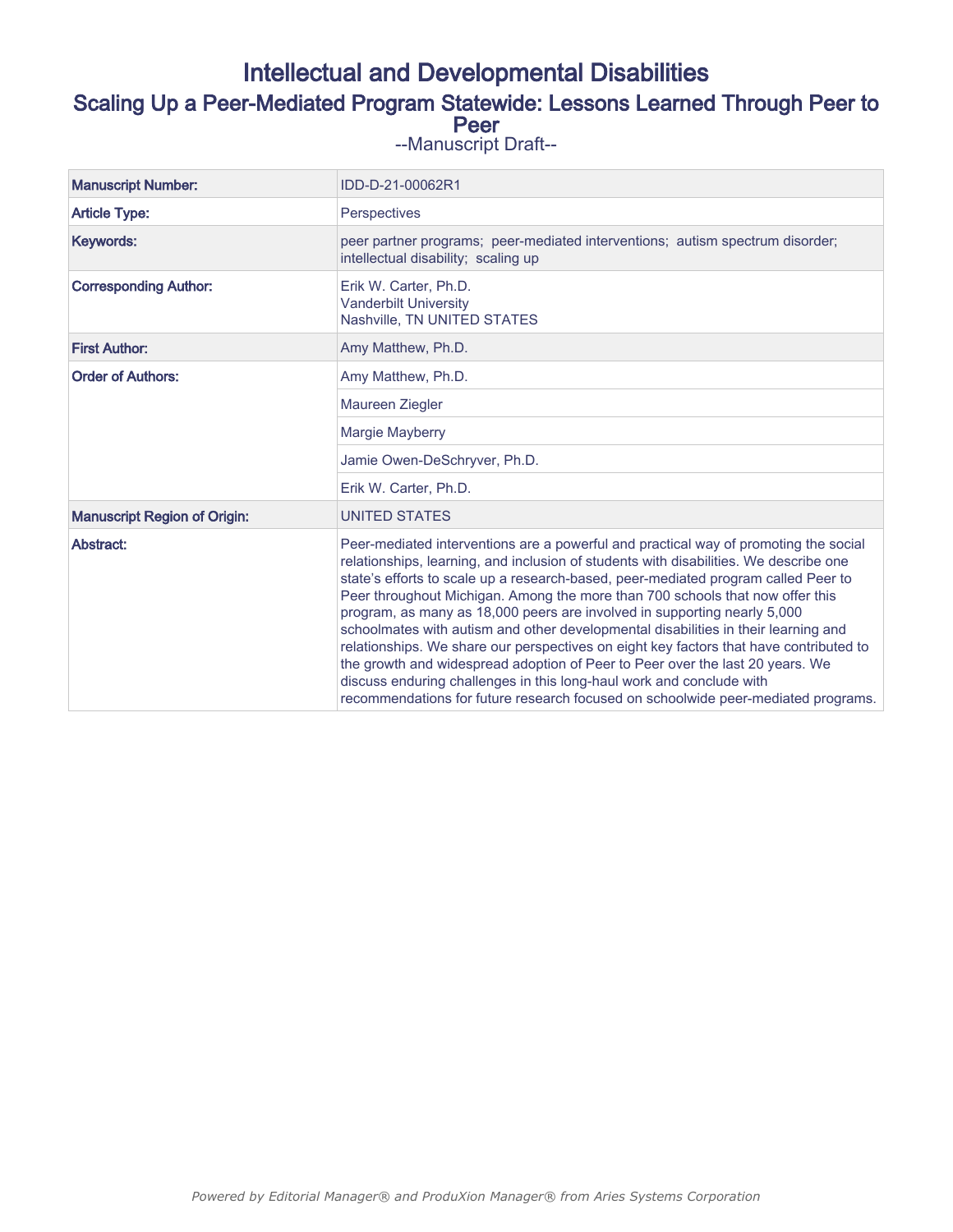# Intellectual and Developmental Disabilities

## Scaling Up a Peer-Mediated Program Statewide: Lessons Learned Through Peer to Peer

--Manuscript Draft--

| Manuscript Number: | IDD-D-21-00062R1 |
|---|---|
| Article Type: | Perspectives |
| Keywords: | peer partner programs; peer-mediated interventions; autism spectrum disorder; intellectual disability; scaling up |
| Corresponding Author: | Erik W. Carter, Ph.D.<br>Vanderbilt University<br>Nashville, TN UNITED STATES |
| First Author: | Amy Matthew, Ph.D. |
| Order of Authors: | Amy Matthew, Ph.D. |
| | Maureen Ziegler |
| | Margie Mayberry |
| | Jamie Owen-DeSchryver, Ph.D. |
| | Erik W. Carter, Ph.D. |
| Manuscript Region of Origin: | UNITED STATES |
| Abstract: | Peer-mediated interventions are a powerful and practical way of promoting the social relationships, learning, and inclusion of students with disabilities. We describe one state's efforts to scale up a research-based, peer-mediated program called Peer to Peer throughout Michigan. Among the more than 700 schools that now offer this program, as many as 18,000 peers are involved in supporting nearly 5,000 schoolmates with autism and other developmental disabilities in their learning and relationships. We share our perspectives on eight key factors that have contributed to the growth and widespread adoption of Peer to Peer over the last 20 years. We discuss enduring challenges in this long-haul work and conclude with recommendations for future research focused on schoolwide peer-mediated programs. |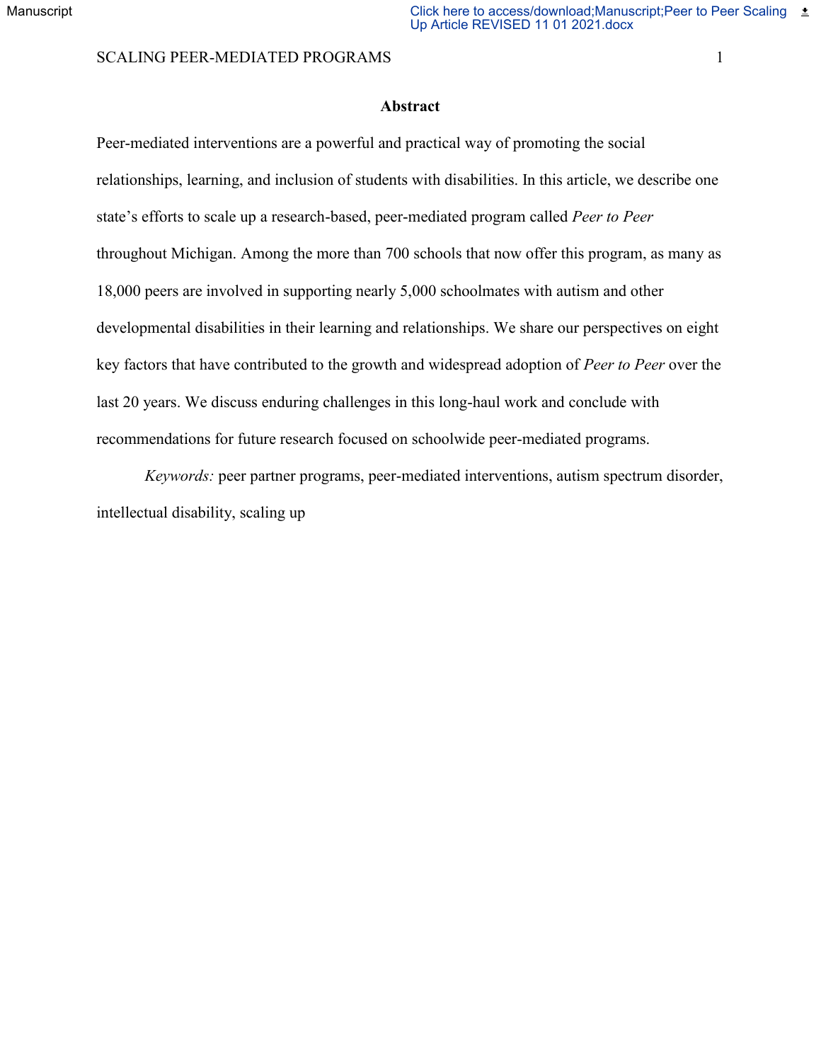## Abstract

Peer-mediated interventions are a powerful and practical way of promoting the social relationships, learning, and inclusion of students with disabilities. In this article, we describe one state's efforts to scale up a research-based, peer-mediated program called *Peer to Peer* throughout Michigan. Among the more than 700 schools that now offer this program, as many as 18,000 peers are involved in supporting nearly 5,000 schoolmates with autism and other developmental disabilities in their learning and relationships. We share our perspectives on eight key factors that have contributed to the growth and widespread adoption of *Peer to Peer* over the last 20 years. We discuss enduring challenges in this long-haul work and conclude with recommendations for future research focused on schoolwide peer-mediated programs.

*Keywords:* peer partner programs, peer-mediated interventions, autism spectrum disorder, intellectual disability, scaling up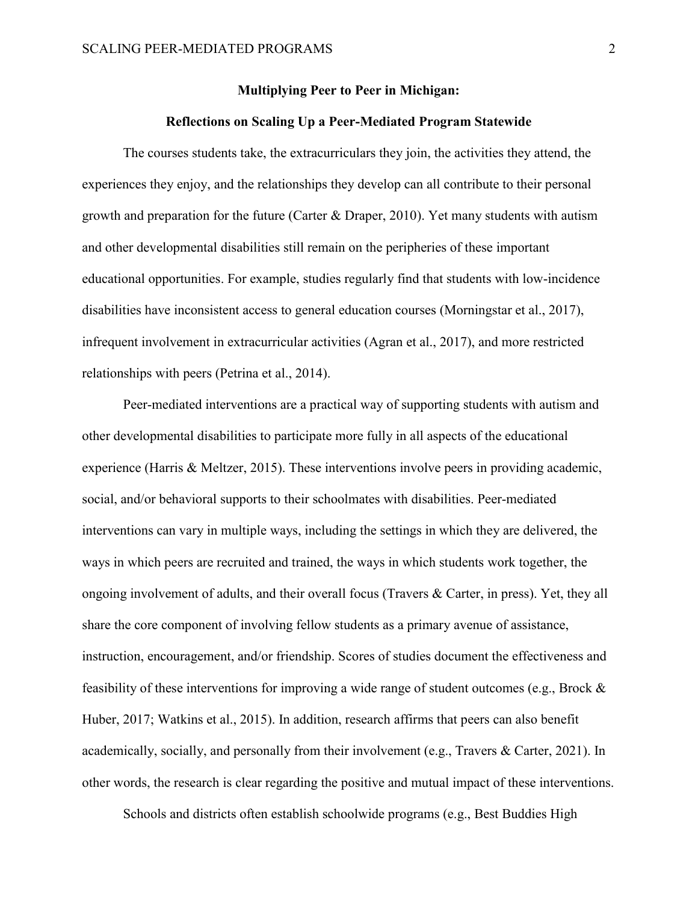**Multiplying Peer to Peer in Michigan:**

**Reflections on Scaling Up a Peer-Mediated Program Statewide**

The courses students take, the extracurriculars they join, the activities they attend, the experiences they enjoy, and the relationships they develop can all contribute to their personal growth and preparation for the future (Carter & Draper, 2010). Yet many students with autism and other developmental disabilities still remain on the peripheries of these important educational opportunities. For example, studies regularly find that students with low-incidence disabilities have inconsistent access to general education courses (Morningstar et al., 2017), infrequent involvement in extracurricular activities (Agran et al., 2017), and more restricted relationships with peers (Petrina et al., 2014).

Peer-mediated interventions are a practical way of supporting students with autism and other developmental disabilities to participate more fully in all aspects of the educational experience (Harris & Meltzer, 2015). These interventions involve peers in providing academic, social, and/or behavioral supports to their schoolmates with disabilities. Peer-mediated interventions can vary in multiple ways, including the settings in which they are delivered, the ways in which peers are recruited and trained, the ways in which students work together, the ongoing involvement of adults, and their overall focus (Travers & Carter, in press). Yet, they all share the core component of involving fellow students as a primary avenue of assistance, instruction, encouragement, and/or friendship. Scores of studies document the effectiveness and feasibility of these interventions for improving a wide range of student outcomes (e.g., Brock & Huber, 2017; Watkins et al., 2015). In addition, research affirms that peers can also benefit academically, socially, and personally from their involvement (e.g., Travers & Carter, 2021). In other words, the research is clear regarding the positive and mutual impact of these interventions.

Schools and districts often establish schoolwide programs (e.g., Best Buddies High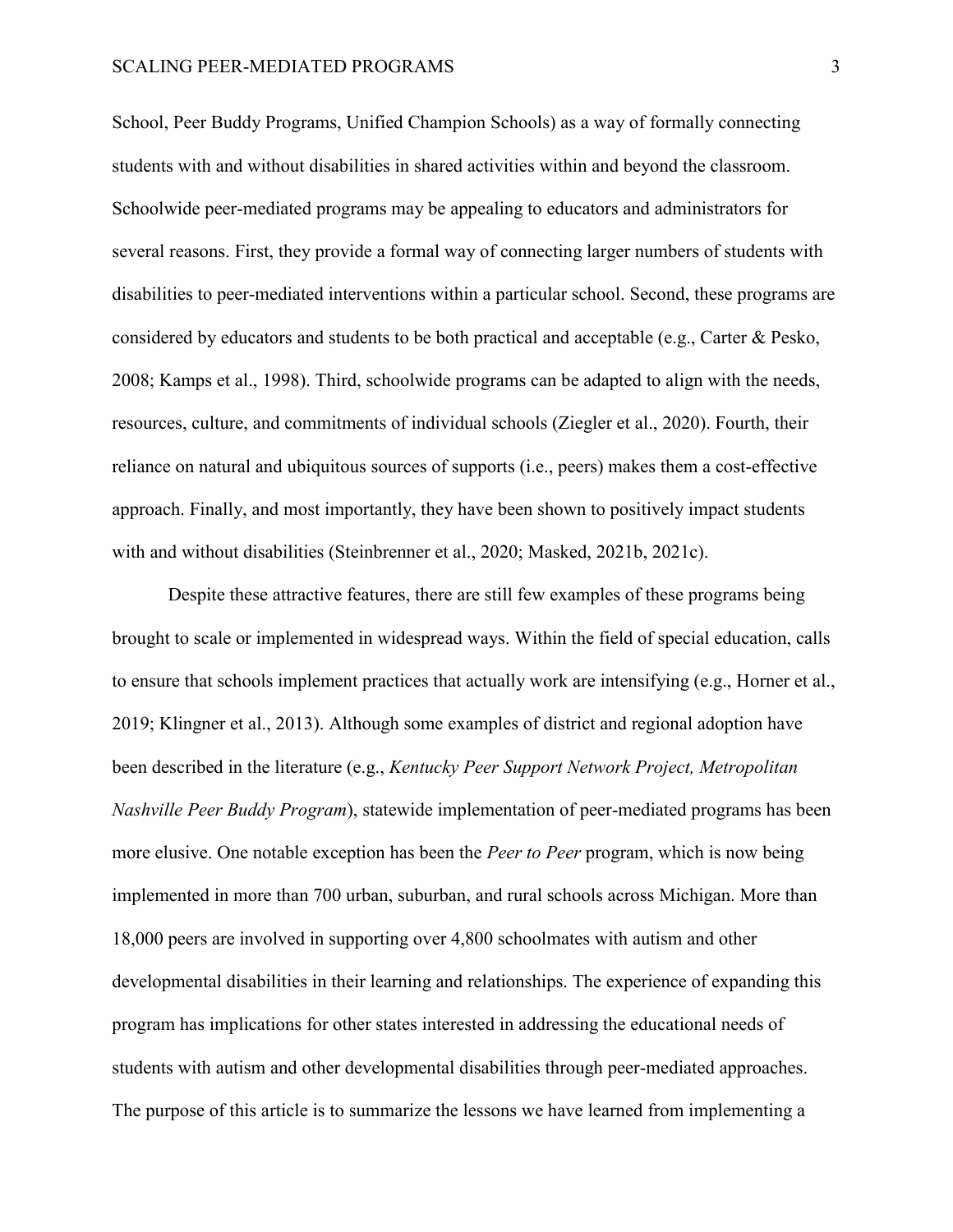School, Peer Buddy Programs, Unified Champion Schools) as a way of formally connecting students with and without disabilities in shared activities within and beyond the classroom. Schoolwide peer-mediated programs may be appealing to educators and administrators for several reasons. First, they provide a formal way of connecting larger numbers of students with disabilities to peer-mediated interventions within a particular school. Second, these programs are considered by educators and students to be both practical and acceptable (e.g., Carter & Pesko, 2008; Kamps et al., 1998). Third, schoolwide programs can be adapted to align with the needs, resources, culture, and commitments of individual schools (Ziegler et al., 2020). Fourth, their reliance on natural and ubiquitous sources of supports (i.e., peers) makes them a cost-effective approach. Finally, and most importantly, they have been shown to positively impact students with and without disabilities (Steinbrenner et al., 2020; Masked, 2021b, 2021c).

Despite these attractive features, there are still few examples of these programs being brought to scale or implemented in widespread ways. Within the field of special education, calls to ensure that schools implement practices that actually work are intensifying (e.g., Horner et al., 2019; Klingner et al., 2013). Although some examples of district and regional adoption have been described in the literature (e.g., *Kentucky Peer Support Network Project, Metropolitan Nashville Peer Buddy Program*), statewide implementation of peer-mediated programs has been more elusive. One notable exception has been the *Peer to Peer* program, which is now being implemented in more than 700 urban, suburban, and rural schools across Michigan. More than 18,000 peers are involved in supporting over 4,800 schoolmates with autism and other developmental disabilities in their learning and relationships. The experience of expanding this program has implications for other states interested in addressing the educational needs of students with autism and other developmental disabilities through peer-mediated approaches. The purpose of this article is to summarize the lessons we have learned from implementing a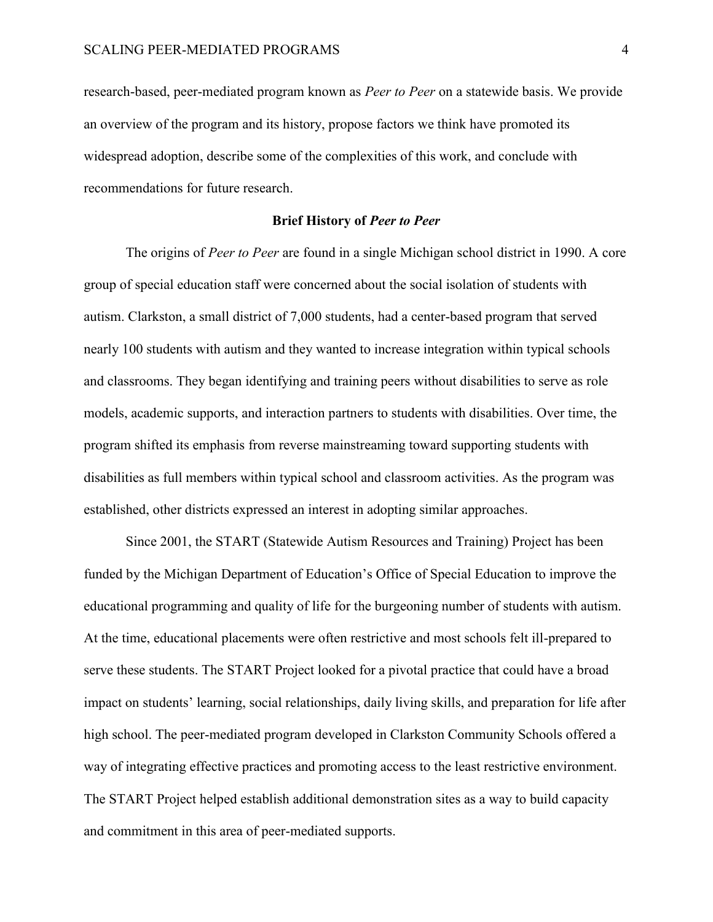research-based, peer-mediated program known as *Peer to Peer* on a statewide basis. We provide an overview of the program and its history, propose factors we think have promoted its widespread adoption, describe some of the complexities of this work, and conclude with recommendations for future research.

## Brief History of *Peer to Peer*

The origins of *Peer to Peer* are found in a single Michigan school district in 1990. A core group of special education staff were concerned about the social isolation of students with autism. Clarkston, a small district of 7,000 students, had a center-based program that served nearly 100 students with autism and they wanted to increase integration within typical schools and classrooms. They began identifying and training peers without disabilities to serve as role models, academic supports, and interaction partners to students with disabilities. Over time, the program shifted its emphasis from reverse mainstreaming toward supporting students with disabilities as full members within typical school and classroom activities. As the program was established, other districts expressed an interest in adopting similar approaches.

Since 2001, the START (Statewide Autism Resources and Training) Project has been funded by the Michigan Department of Education's Office of Special Education to improve the educational programming and quality of life for the burgeoning number of students with autism. At the time, educational placements were often restrictive and most schools felt ill-prepared to serve these students. The START Project looked for a pivotal practice that could have a broad impact on students' learning, social relationships, daily living skills, and preparation for life after high school. The peer-mediated program developed in Clarkston Community Schools offered a way of integrating effective practices and promoting access to the least restrictive environment. The START Project helped establish additional demonstration sites as a way to build capacity and commitment in this area of peer-mediated supports.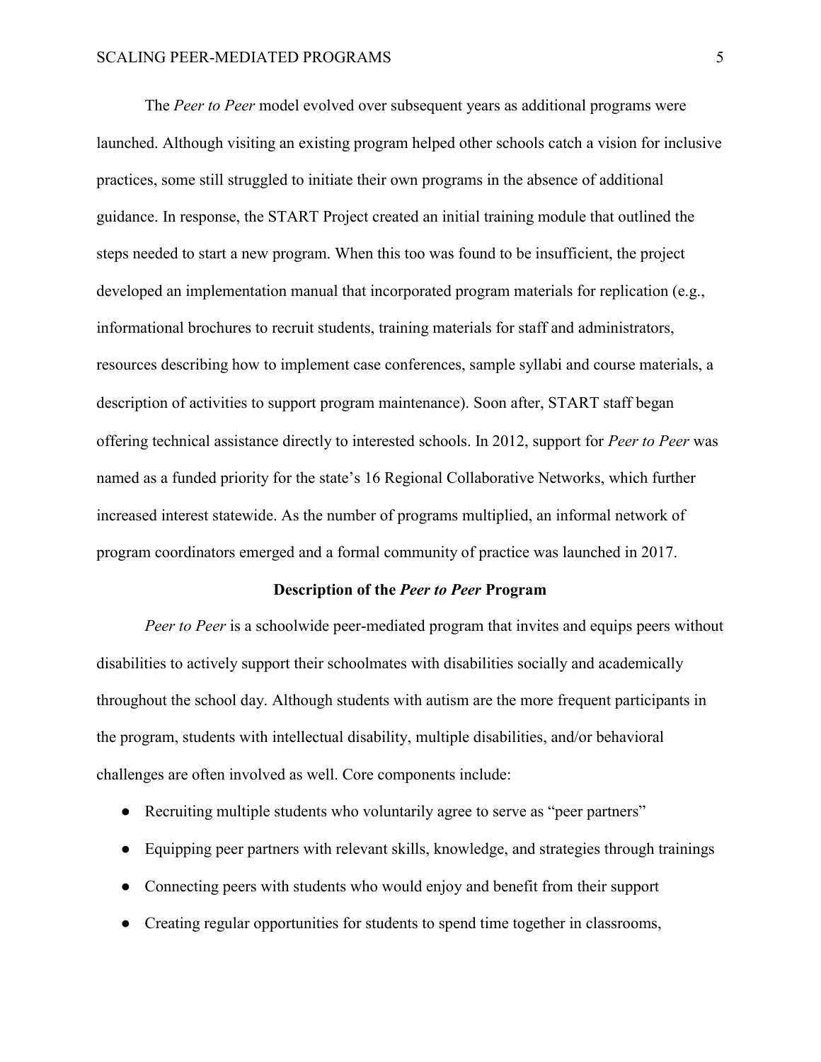The *Peer to Peer* model evolved over subsequent years as additional programs were launched. Although visiting an existing program helped other schools catch a vision for inclusive practices, some still struggled to initiate their own programs in the absence of additional guidance. In response, the START Project created an initial training module that outlined the steps needed to start a new program. When this too was found to be insufficient, the project developed an implementation manual that incorporated program materials for replication (e.g., informational brochures to recruit students, training materials for staff and administrators, resources describing how to implement case conferences, sample syllabi and course materials, a description of activities to support program maintenance). Soon after, START staff began offering technical assistance directly to interested schools. In 2012, support for *Peer to Peer* was named as a funded priority for the state's 16 Regional Collaborative Networks, which further increased interest statewide. As the number of programs multiplied, an informal network of program coordinators emerged and a formal community of practice was launched in 2017.

## Description of the *Peer to Peer* Program

*Peer to Peer* is a schoolwide peer-mediated program that invites and equips peers without disabilities to actively support their schoolmates with disabilities socially and academically throughout the school day. Although students with autism are the more frequent participants in the program, students with intellectual disability, multiple disabilities, and/or behavioral challenges are often involved as well. Core components include:

- Recruiting multiple students who voluntarily agree to serve as "peer partners"
- Equipping peer partners with relevant skills, knowledge, and strategies through trainings
- Connecting peers with students who would enjoy and benefit from their support
- Creating regular opportunities for students to spend time together in classrooms,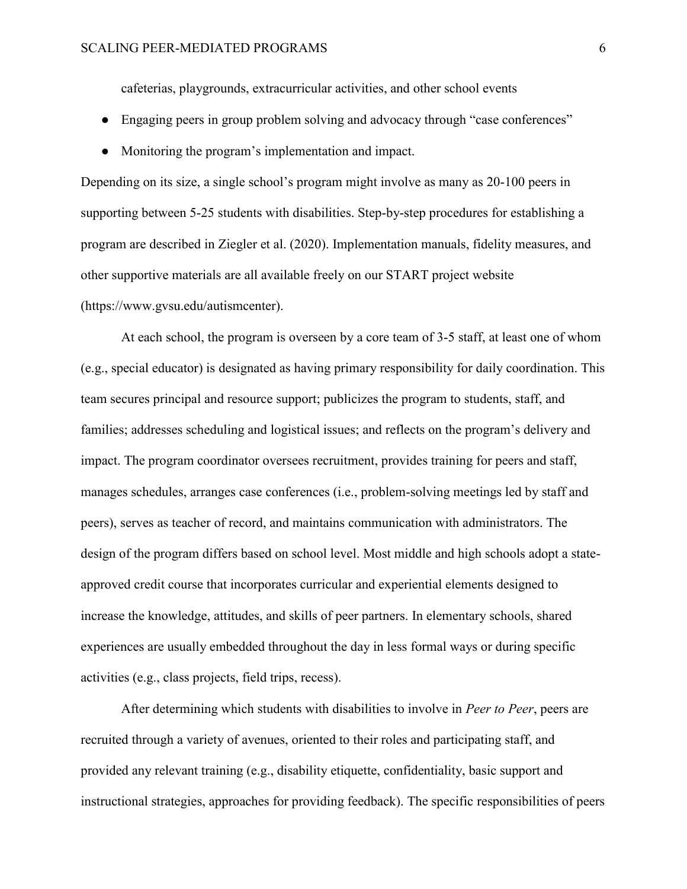cafeterias, playgrounds, extracurricular activities, and other school events

- Engaging peers in group problem solving and advocacy through "case conferences"
- Monitoring the program's implementation and impact.

Depending on its size, a single school's program might involve as many as 20-100 peers in supporting between 5-25 students with disabilities. Step-by-step procedures for establishing a program are described in Ziegler et al. (2020). Implementation manuals, fidelity measures, and other supportive materials are all available freely on our START project website (https://www.gvsu.edu/autismcenter).

At each school, the program is overseen by a core team of 3-5 staff, at least one of whom (e.g., special educator) is designated as having primary responsibility for daily coordination. This team secures principal and resource support; publicizes the program to students, staff, and families; addresses scheduling and logistical issues; and reflects on the program's delivery and impact. The program coordinator oversees recruitment, provides training for peers and staff, manages schedules, arranges case conferences (i.e., problem-solving meetings led by staff and peers), serves as teacher of record, and maintains communication with administrators. The design of the program differs based on school level. Most middle and high schools adopt a state-approved credit course that incorporates curricular and experiential elements designed to increase the knowledge, attitudes, and skills of peer partners. In elementary schools, shared experiences are usually embedded throughout the day in less formal ways or during specific activities (e.g., class projects, field trips, recess).

After determining which students with disabilities to involve in *Peer to Peer*, peers are recruited through a variety of avenues, oriented to their roles and participating staff, and provided any relevant training (e.g., disability etiquette, confidentiality, basic support and instructional strategies, approaches for providing feedback). The specific responsibilities of peers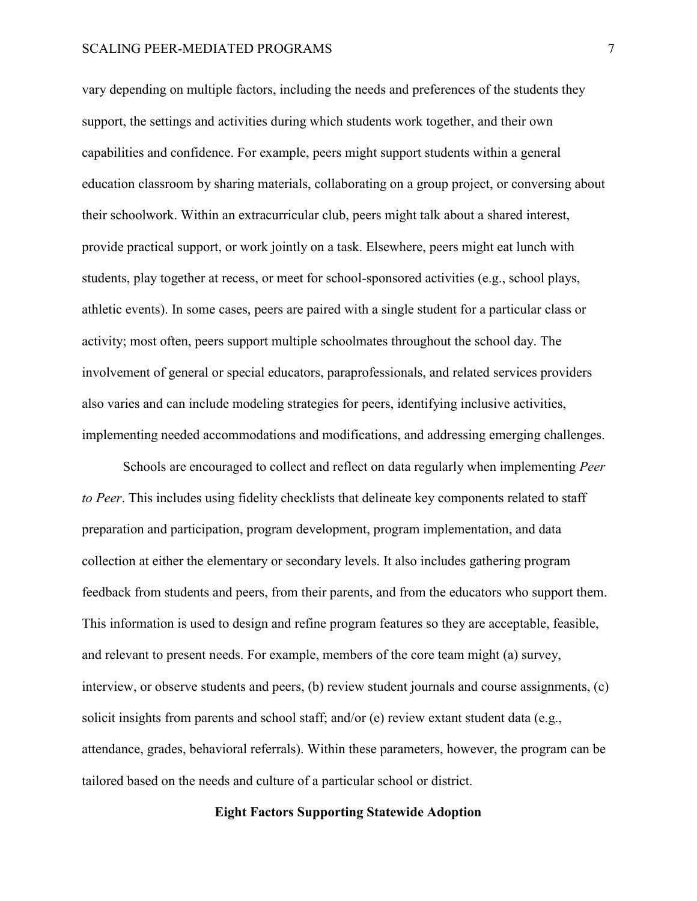vary depending on multiple factors, including the needs and preferences of the students they support, the settings and activities during which students work together, and their own capabilities and confidence. For example, peers might support students within a general education classroom by sharing materials, collaborating on a group project, or conversing about their schoolwork. Within an extracurricular club, peers might talk about a shared interest, provide practical support, or work jointly on a task. Elsewhere, peers might eat lunch with students, play together at recess, or meet for school-sponsored activities (e.g., school plays, athletic events). In some cases, peers are paired with a single student for a particular class or activity; most often, peers support multiple schoolmates throughout the school day. The involvement of general or special educators, paraprofessionals, and related services providers also varies and can include modeling strategies for peers, identifying inclusive activities, implementing needed accommodations and modifications, and addressing emerging challenges.

Schools are encouraged to collect and reflect on data regularly when implementing *Peer to Peer*. This includes using fidelity checklists that delineate key components related to staff preparation and participation, program development, program implementation, and data collection at either the elementary or secondary levels. It also includes gathering program feedback from students and peers, from their parents, and from the educators who support them. This information is used to design and refine program features so they are acceptable, feasible, and relevant to present needs. For example, members of the core team might (a) survey, interview, or observe students and peers, (b) review student journals and course assignments, (c) solicit insights from parents and school staff; and/or (e) review extant student data (e.g., attendance, grades, behavioral referrals). Within these parameters, however, the program can be tailored based on the needs and culture of a particular school or district.

## Eight Factors Supporting Statewide Adoption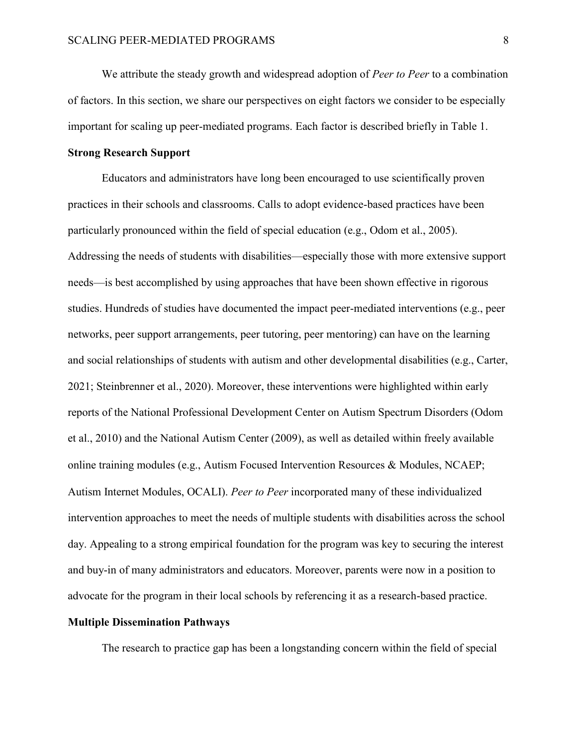We attribute the steady growth and widespread adoption of *Peer to Peer* to a combination of factors. In this section, we share our perspectives on eight factors we consider to be especially important for scaling up peer-mediated programs. Each factor is described briefly in Table 1.

## Strong Research Support

Educators and administrators have long been encouraged to use scientifically proven practices in their schools and classrooms. Calls to adopt evidence-based practices have been particularly pronounced within the field of special education (e.g., Odom et al., 2005). Addressing the needs of students with disabilities—especially those with more extensive support needs—is best accomplished by using approaches that have been shown effective in rigorous studies. Hundreds of studies have documented the impact peer-mediated interventions (e.g., peer networks, peer support arrangements, peer tutoring, peer mentoring) can have on the learning and social relationships of students with autism and other developmental disabilities (e.g., Carter, 2021; Steinbrenner et al., 2020). Moreover, these interventions were highlighted within early reports of the National Professional Development Center on Autism Spectrum Disorders (Odom et al., 2010) and the National Autism Center (2009), as well as detailed within freely available online training modules (e.g., Autism Focused Intervention Resources & Modules, NCAEP; Autism Internet Modules, OCALI). *Peer to Peer* incorporated many of these individualized intervention approaches to meet the needs of multiple students with disabilities across the school day. Appealing to a strong empirical foundation for the program was key to securing the interest and buy-in of many administrators and educators. Moreover, parents were now in a position to advocate for the program in their local schools by referencing it as a research-based practice.

## Multiple Dissemination Pathways

The research to practice gap has been a longstanding concern within the field of special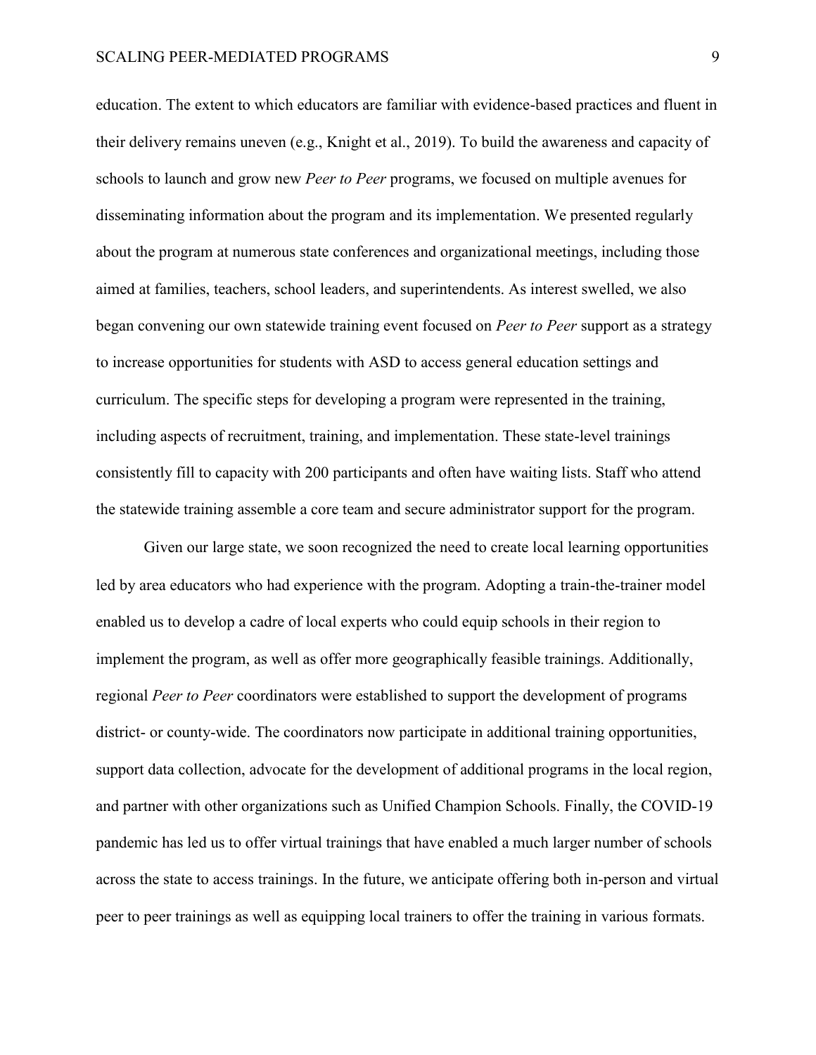education. The extent to which educators are familiar with evidence-based practices and fluent in their delivery remains uneven (e.g., Knight et al., 2019). To build the awareness and capacity of schools to launch and grow new *Peer to Peer* programs, we focused on multiple avenues for disseminating information about the program and its implementation. We presented regularly about the program at numerous state conferences and organizational meetings, including those aimed at families, teachers, school leaders, and superintendents. As interest swelled, we also began convening our own statewide training event focused on *Peer to Peer* support as a strategy to increase opportunities for students with ASD to access general education settings and curriculum. The specific steps for developing a program were represented in the training, including aspects of recruitment, training, and implementation. These state-level trainings consistently fill to capacity with 200 participants and often have waiting lists. Staff who attend the statewide training assemble a core team and secure administrator support for the program.

Given our large state, we soon recognized the need to create local learning opportunities led by area educators who had experience with the program. Adopting a train-the-trainer model enabled us to develop a cadre of local experts who could equip schools in their region to implement the program, as well as offer more geographically feasible trainings. Additionally, regional *Peer to Peer* coordinators were established to support the development of programs district- or county-wide. The coordinators now participate in additional training opportunities, support data collection, advocate for the development of additional programs in the local region, and partner with other organizations such as Unified Champion Schools. Finally, the COVID-19 pandemic has led us to offer virtual trainings that have enabled a much larger number of schools across the state to access trainings. In the future, we anticipate offering both in-person and virtual peer to peer trainings as well as equipping local trainers to offer the training in various formats.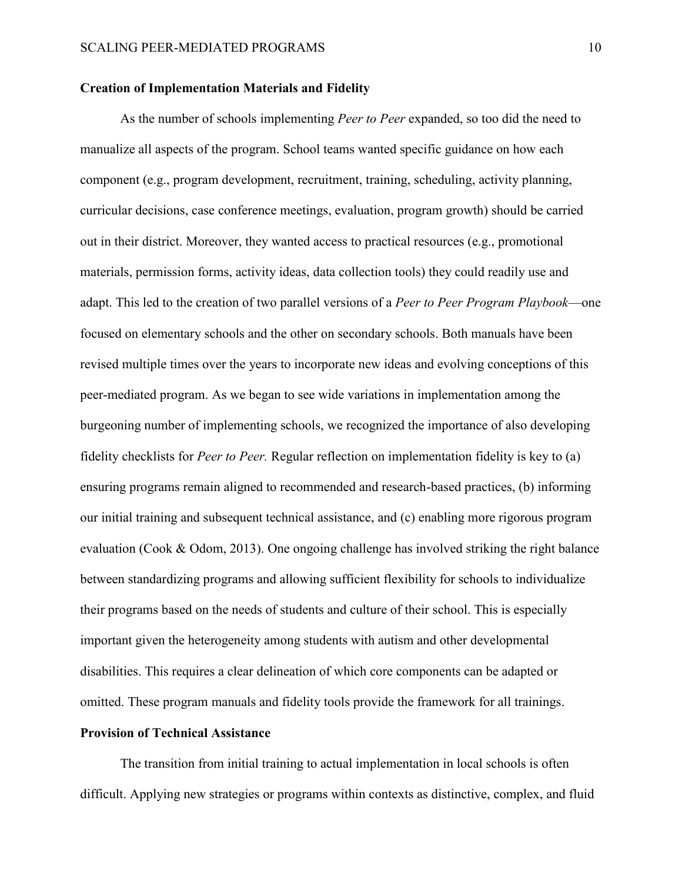### Creation of Implementation Materials and Fidelity

As the number of schools implementing *Peer to Peer* expanded, so too did the need to manualize all aspects of the program. School teams wanted specific guidance on how each component (e.g., program development, recruitment, training, scheduling, activity planning, curricular decisions, case conference meetings, evaluation, program growth) should be carried out in their district. Moreover, they wanted access to practical resources (e.g., promotional materials, permission forms, activity ideas, data collection tools) they could readily use and adapt. This led to the creation of two parallel versions of a *Peer to Peer Program Playbook*—one focused on elementary schools and the other on secondary schools. Both manuals have been revised multiple times over the years to incorporate new ideas and evolving conceptions of this peer-mediated program. As we began to see wide variations in implementation among the burgeoning number of implementing schools, we recognized the importance of also developing fidelity checklists for *Peer to Peer.* Regular reflection on implementation fidelity is key to (a) ensuring programs remain aligned to recommended and research-based practices, (b) informing our initial training and subsequent technical assistance, and (c) enabling more rigorous program evaluation (Cook & Odom, 2013). One ongoing challenge has involved striking the right balance between standardizing programs and allowing sufficient flexibility for schools to individualize their programs based on the needs of students and culture of their school. This is especially important given the heterogeneity among students with autism and other developmental disabilities. This requires a clear delineation of which core components can be adapted or omitted. These program manuals and fidelity tools provide the framework for all trainings.

### Provision of Technical Assistance

The transition from initial training to actual implementation in local schools is often difficult. Applying new strategies or programs within contexts as distinctive, complex, and fluid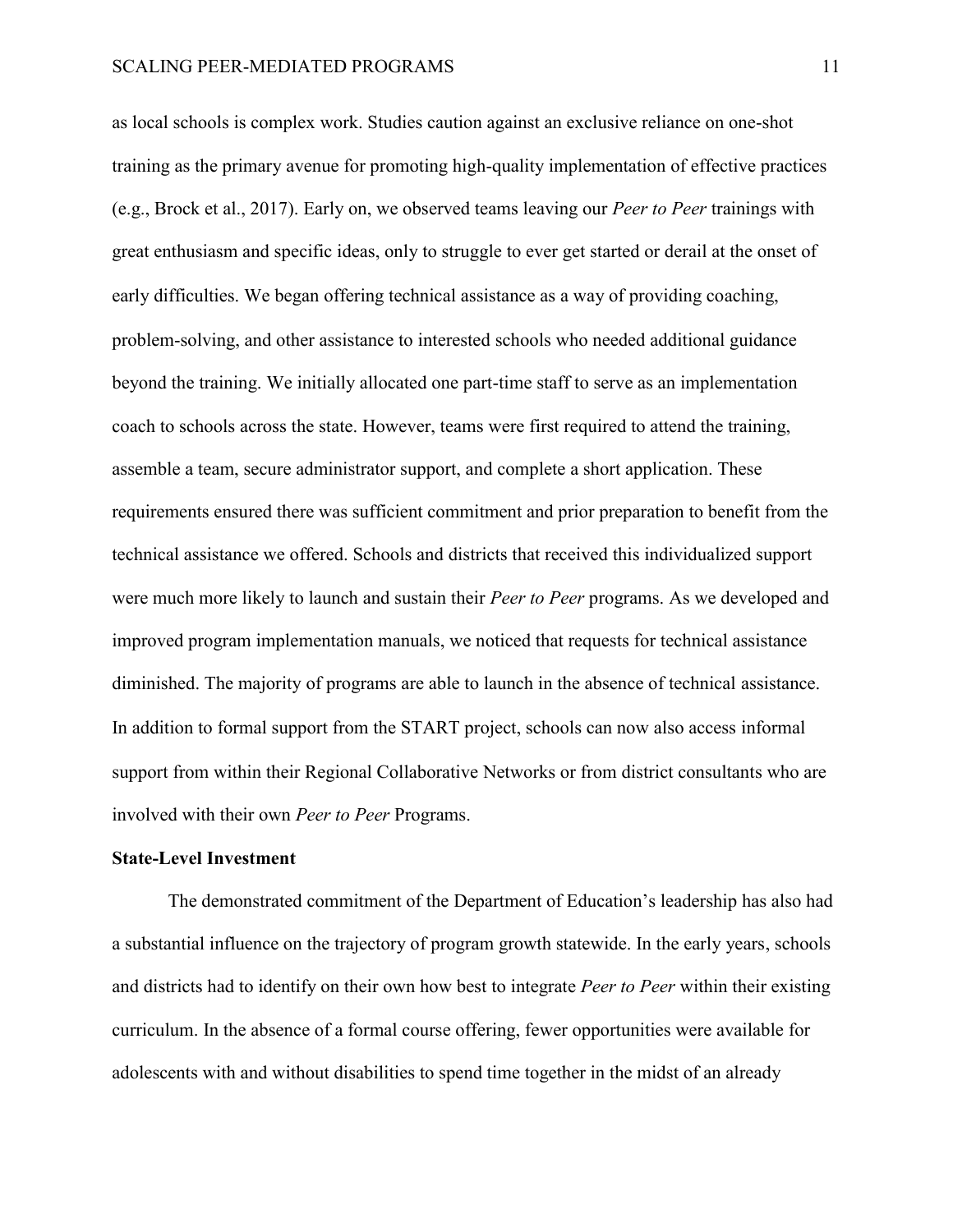as local schools is complex work. Studies caution against an exclusive reliance on one-shot training as the primary avenue for promoting high-quality implementation of effective practices (e.g., Brock et al., 2017). Early on, we observed teams leaving our *Peer to Peer* trainings with great enthusiasm and specific ideas, only to struggle to ever get started or derail at the onset of early difficulties. We began offering technical assistance as a way of providing coaching, problem-solving, and other assistance to interested schools who needed additional guidance beyond the training. We initially allocated one part-time staff to serve as an implementation coach to schools across the state. However, teams were first required to attend the training, assemble a team, secure administrator support, and complete a short application. These requirements ensured there was sufficient commitment and prior preparation to benefit from the technical assistance we offered. Schools and districts that received this individualized support were much more likely to launch and sustain their *Peer to Peer* programs. As we developed and improved program implementation manuals, we noticed that requests for technical assistance diminished. The majority of programs are able to launch in the absence of technical assistance. In addition to formal support from the START project, schools can now also access informal support from within their Regional Collaborative Networks or from district consultants who are involved with their own *Peer to Peer* Programs.

**State-Level Investment**

The demonstrated commitment of the Department of Education's leadership has also had a substantial influence on the trajectory of program growth statewide. In the early years, schools and districts had to identify on their own how best to integrate *Peer to Peer* within their existing curriculum. In the absence of a formal course offering, fewer opportunities were available for adolescents with and without disabilities to spend time together in the midst of an already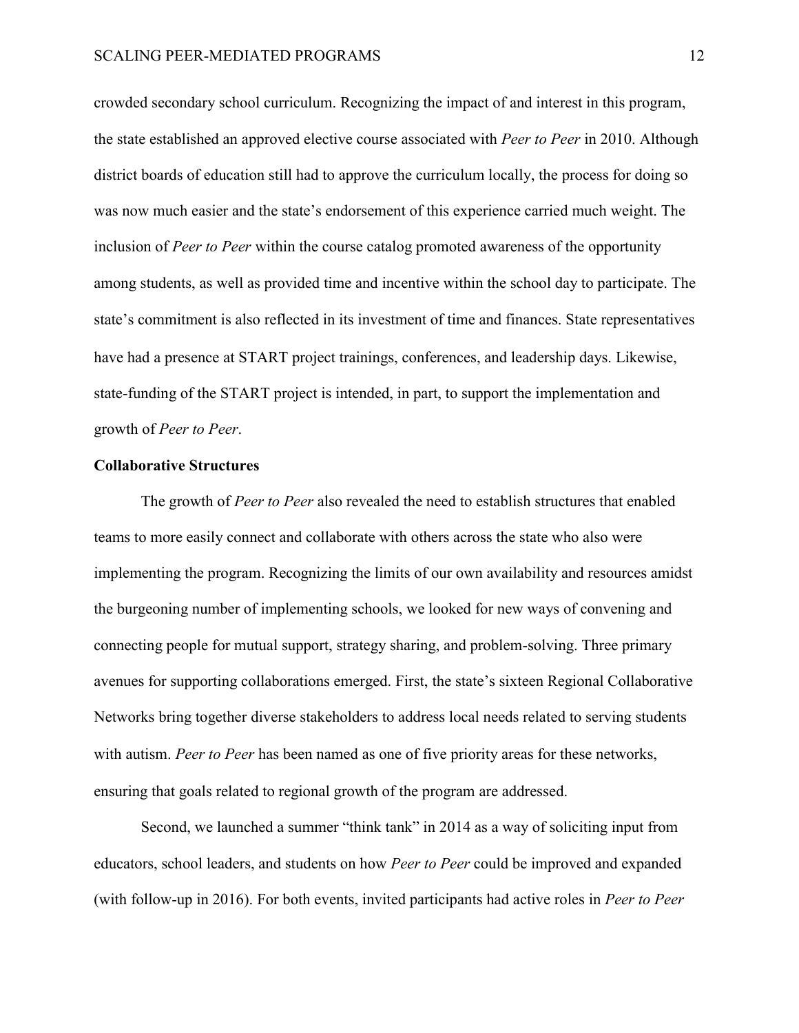crowded secondary school curriculum. Recognizing the impact of and interest in this program, the state established an approved elective course associated with *Peer to Peer* in 2010. Although district boards of education still had to approve the curriculum locally, the process for doing so was now much easier and the state's endorsement of this experience carried much weight. The inclusion of *Peer to Peer* within the course catalog promoted awareness of the opportunity among students, as well as provided time and incentive within the school day to participate. The state's commitment is also reflected in its investment of time and finances. State representatives have had a presence at START project trainings, conferences, and leadership days. Likewise, state-funding of the START project is intended, in part, to support the implementation and growth of *Peer to Peer*.

**Collaborative Structures**

The growth of *Peer to Peer* also revealed the need to establish structures that enabled teams to more easily connect and collaborate with others across the state who also were implementing the program. Recognizing the limits of our own availability and resources amidst the burgeoning number of implementing schools, we looked for new ways of convening and connecting people for mutual support, strategy sharing, and problem-solving. Three primary avenues for supporting collaborations emerged. First, the state's sixteen Regional Collaborative Networks bring together diverse stakeholders to address local needs related to serving students with autism. *Peer to Peer* has been named as one of five priority areas for these networks, ensuring that goals related to regional growth of the program are addressed.

Second, we launched a summer "think tank" in 2014 as a way of soliciting input from educators, school leaders, and students on how *Peer to Peer* could be improved and expanded (with follow-up in 2016). For both events, invited participants had active roles in *Peer to Peer*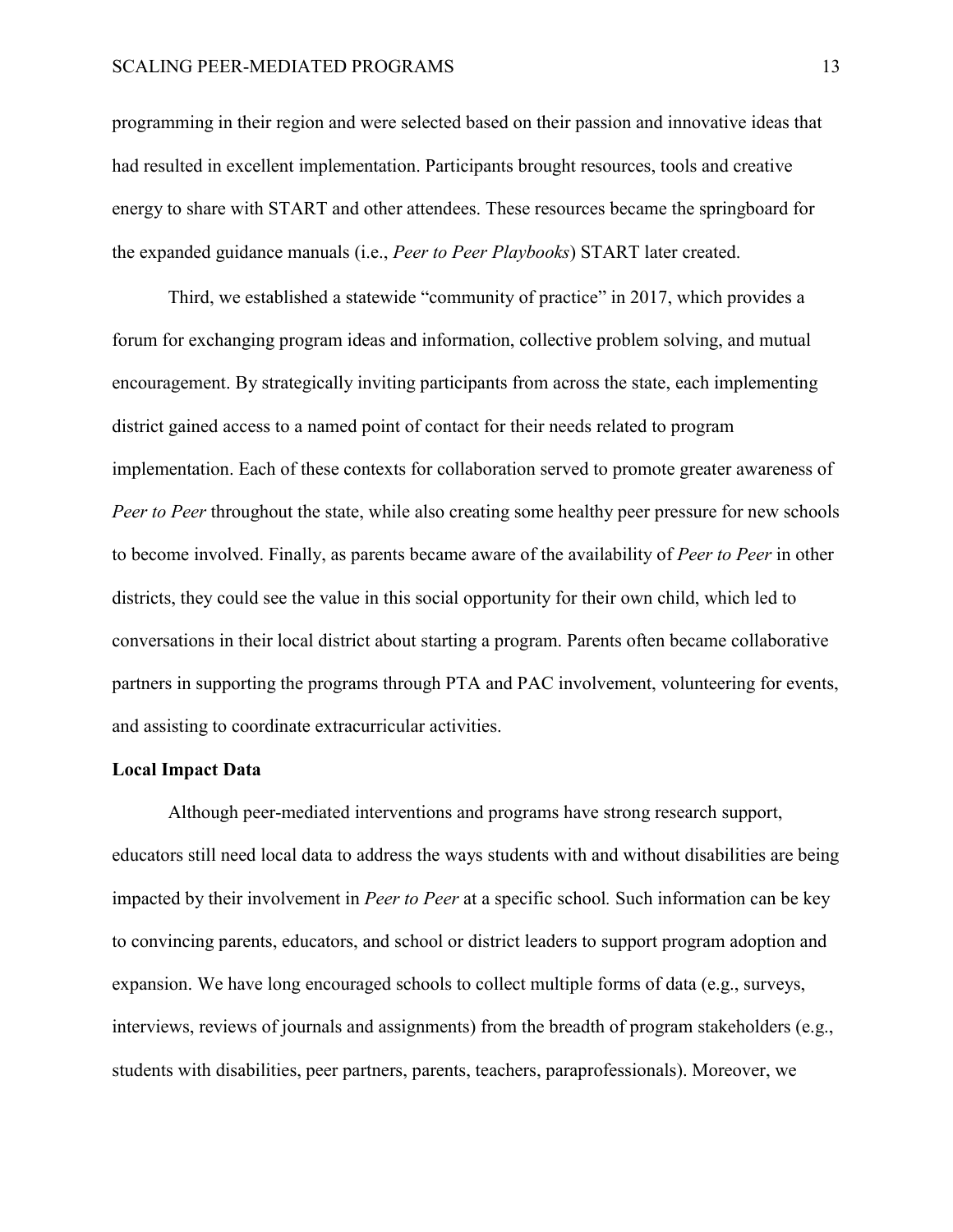programming in their region and were selected based on their passion and innovative ideas that had resulted in excellent implementation. Participants brought resources, tools and creative energy to share with START and other attendees. These resources became the springboard for the expanded guidance manuals (i.e., *Peer to Peer Playbooks*) START later created.

Third, we established a statewide "community of practice" in 2017, which provides a forum for exchanging program ideas and information, collective problem solving, and mutual encouragement. By strategically inviting participants from across the state, each implementing district gained access to a named point of contact for their needs related to program implementation. Each of these contexts for collaboration served to promote greater awareness of *Peer to Peer* throughout the state, while also creating some healthy peer pressure for new schools to become involved. Finally, as parents became aware of the availability of *Peer to Peer* in other districts, they could see the value in this social opportunity for their own child, which led to conversations in their local district about starting a program. Parents often became collaborative partners in supporting the programs through PTA and PAC involvement, volunteering for events, and assisting to coordinate extracurricular activities.

**Local Impact Data**

Although peer-mediated interventions and programs have strong research support, educators still need local data to address the ways students with and without disabilities are being impacted by their involvement in *Peer to Peer* at a specific school. Such information can be key to convincing parents, educators, and school or district leaders to support program adoption and expansion. We have long encouraged schools to collect multiple forms of data (e.g., surveys, interviews, reviews of journals and assignments) from the breadth of program stakeholders (e.g., students with disabilities, peer partners, parents, teachers, paraprofessionals). Moreover, we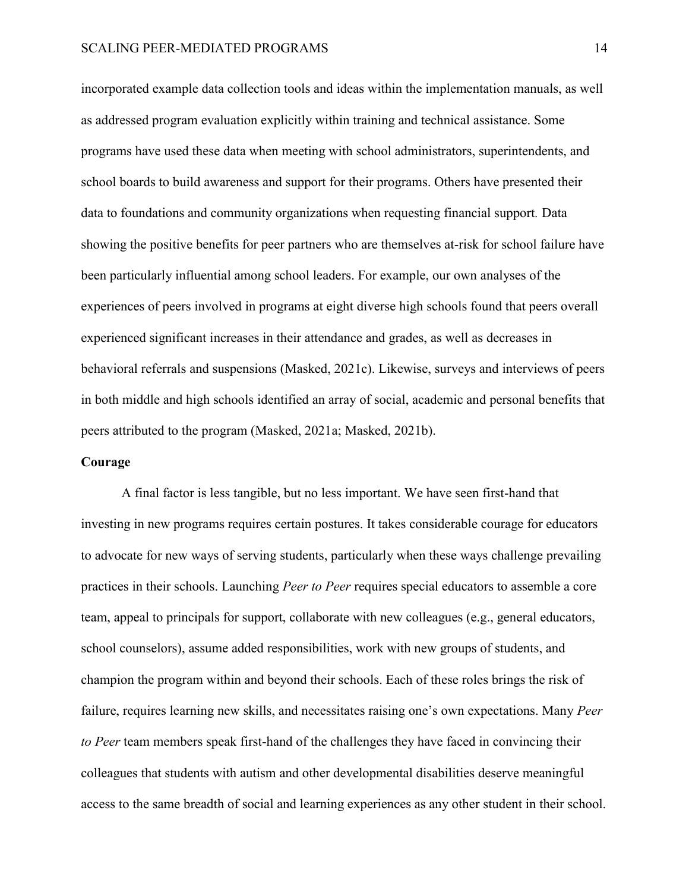incorporated example data collection tools and ideas within the implementation manuals, as well as addressed program evaluation explicitly within training and technical assistance. Some programs have used these data when meeting with school administrators, superintendents, and school boards to build awareness and support for their programs. Others have presented their data to foundations and community organizations when requesting financial support. Data showing the positive benefits for peer partners who are themselves at-risk for school failure have been particularly influential among school leaders. For example, our own analyses of the experiences of peers involved in programs at eight diverse high schools found that peers overall experienced significant increases in their attendance and grades, as well as decreases in behavioral referrals and suspensions (Masked, 2021c). Likewise, surveys and interviews of peers in both middle and high schools identified an array of social, academic and personal benefits that peers attributed to the program (Masked, 2021a; Masked, 2021b).

**Courage**

A final factor is less tangible, but no less important. We have seen first-hand that investing in new programs requires certain postures. It takes considerable courage for educators to advocate for new ways of serving students, particularly when these ways challenge prevailing practices in their schools. Launching *Peer to Peer* requires special educators to assemble a core team, appeal to principals for support, collaborate with new colleagues (e.g., general educators, school counselors), assume added responsibilities, work with new groups of students, and champion the program within and beyond their schools. Each of these roles brings the risk of failure, requires learning new skills, and necessitates raising one's own expectations. Many *Peer to Peer* team members speak first-hand of the challenges they have faced in convincing their colleagues that students with autism and other developmental disabilities deserve meaningful access to the same breadth of social and learning experiences as any other student in their school.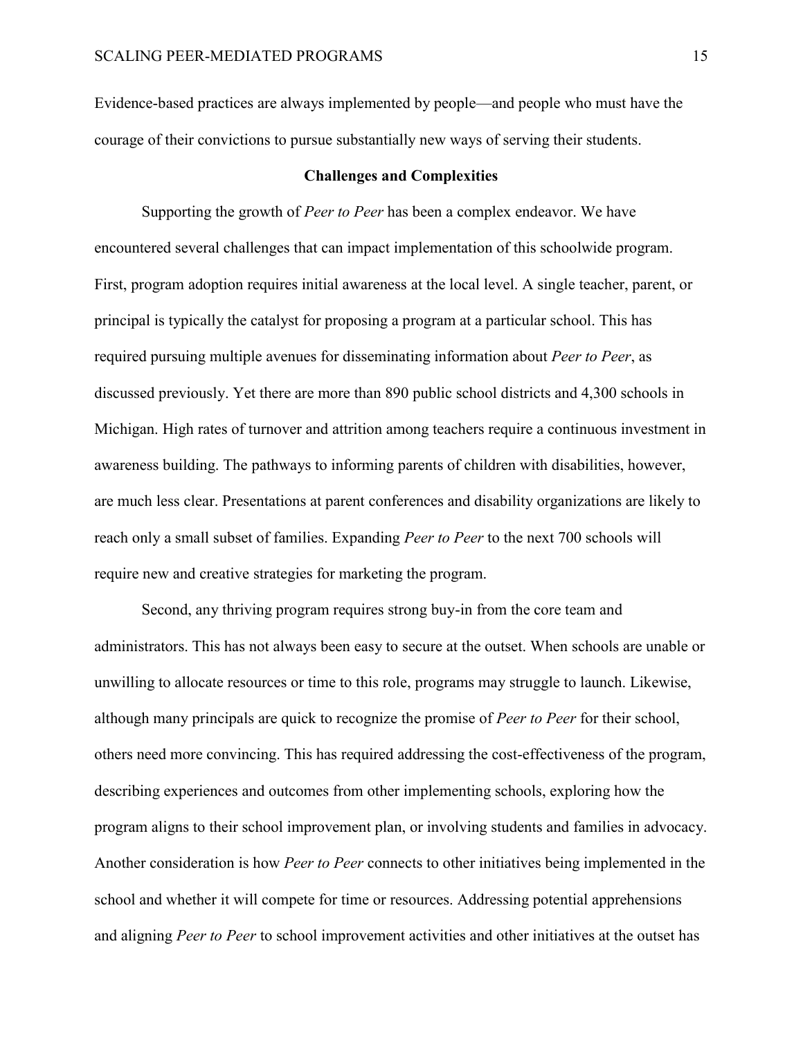Evidence-based practices are always implemented by people—and people who must have the courage of their convictions to pursue substantially new ways of serving their students.

## Challenges and Complexities

Supporting the growth of *Peer to Peer* has been a complex endeavor. We have encountered several challenges that can impact implementation of this schoolwide program. First, program adoption requires initial awareness at the local level. A single teacher, parent, or principal is typically the catalyst for proposing a program at a particular school. This has required pursuing multiple avenues for disseminating information about *Peer to Peer*, as discussed previously. Yet there are more than 890 public school districts and 4,300 schools in Michigan. High rates of turnover and attrition among teachers require a continuous investment in awareness building. The pathways to informing parents of children with disabilities, however, are much less clear. Presentations at parent conferences and disability organizations are likely to reach only a small subset of families. Expanding *Peer to Peer* to the next 700 schools will require new and creative strategies for marketing the program.

Second, any thriving program requires strong buy-in from the core team and administrators. This has not always been easy to secure at the outset. When schools are unable or unwilling to allocate resources or time to this role, programs may struggle to launch. Likewise, although many principals are quick to recognize the promise of *Peer to Peer* for their school, others need more convincing. This has required addressing the cost-effectiveness of the program, describing experiences and outcomes from other implementing schools, exploring how the program aligns to their school improvement plan, or involving students and families in advocacy. Another consideration is how *Peer to Peer* connects to other initiatives being implemented in the school and whether it will compete for time or resources. Addressing potential apprehensions and aligning *Peer to Peer* to school improvement activities and other initiatives at the outset has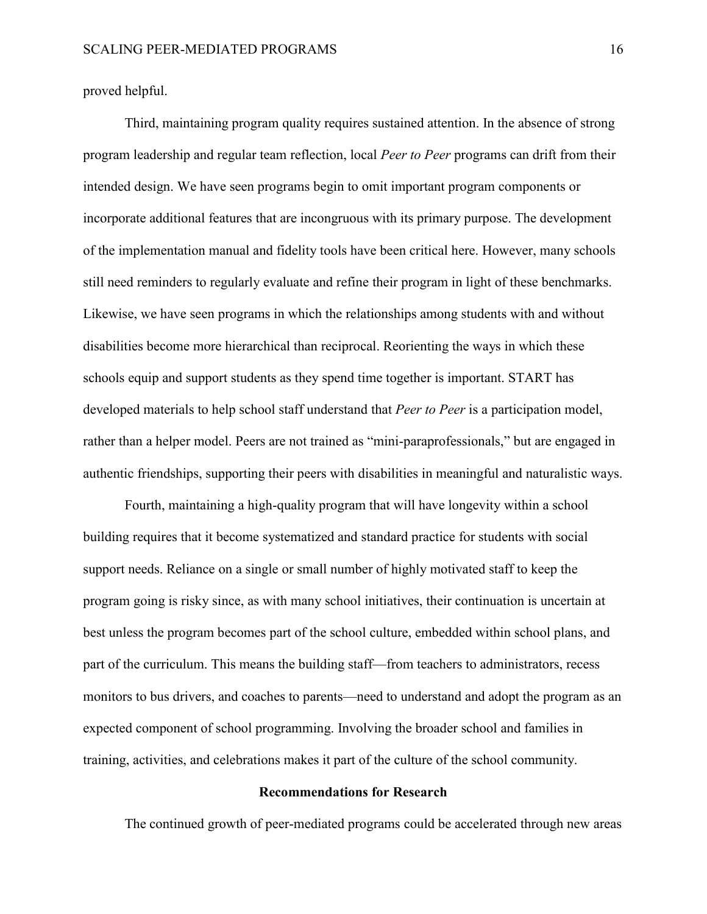proved helpful.

Third, maintaining program quality requires sustained attention. In the absence of strong program leadership and regular team reflection, local *Peer to Peer* programs can drift from their intended design. We have seen programs begin to omit important program components or incorporate additional features that are incongruous with its primary purpose. The development of the implementation manual and fidelity tools have been critical here. However, many schools still need reminders to regularly evaluate and refine their program in light of these benchmarks. Likewise, we have seen programs in which the relationships among students with and without disabilities become more hierarchical than reciprocal. Reorienting the ways in which these schools equip and support students as they spend time together is important. START has developed materials to help school staff understand that *Peer to Peer* is a participation model, rather than a helper model. Peers are not trained as "mini-paraprofessionals," but are engaged in authentic friendships, supporting their peers with disabilities in meaningful and naturalistic ways.

Fourth, maintaining a high-quality program that will have longevity within a school building requires that it become systematized and standard practice for students with social support needs. Reliance on a single or small number of highly motivated staff to keep the program going is risky since, as with many school initiatives, their continuation is uncertain at best unless the program becomes part of the school culture, embedded within school plans, and part of the curriculum. This means the building staff—from teachers to administrators, recess monitors to bus drivers, and coaches to parents—need to understand and adopt the program as an expected component of school programming. Involving the broader school and families in training, activities, and celebrations makes it part of the culture of the school community.

## Recommendations for Research

The continued growth of peer-mediated programs could be accelerated through new areas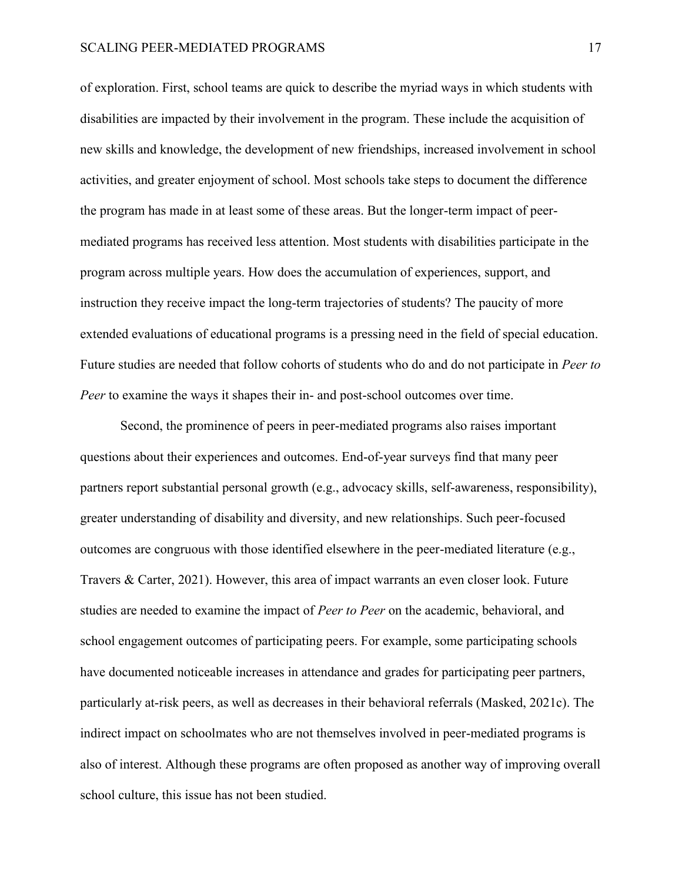of exploration. First, school teams are quick to describe the myriad ways in which students with disabilities are impacted by their involvement in the program. These include the acquisition of new skills and knowledge, the development of new friendships, increased involvement in school activities, and greater enjoyment of school. Most schools take steps to document the difference the program has made in at least some of these areas. But the longer-term impact of peer-mediated programs has received less attention. Most students with disabilities participate in the program across multiple years. How does the accumulation of experiences, support, and instruction they receive impact the long-term trajectories of students? The paucity of more extended evaluations of educational programs is a pressing need in the field of special education. Future studies are needed that follow cohorts of students who do and do not participate in *Peer to Peer* to examine the ways it shapes their in- and post-school outcomes over time.

Second, the prominence of peers in peer-mediated programs also raises important questions about their experiences and outcomes. End-of-year surveys find that many peer partners report substantial personal growth (e.g., advocacy skills, self-awareness, responsibility), greater understanding of disability and diversity, and new relationships. Such peer-focused outcomes are congruous with those identified elsewhere in the peer-mediated literature (e.g., Travers & Carter, 2021). However, this area of impact warrants an even closer look. Future studies are needed to examine the impact of *Peer to Peer* on the academic, behavioral, and school engagement outcomes of participating peers. For example, some participating schools have documented noticeable increases in attendance and grades for participating peer partners, particularly at-risk peers, as well as decreases in their behavioral referrals (Masked, 2021c). The indirect impact on schoolmates who are not themselves involved in peer-mediated programs is also of interest. Although these programs are often proposed as another way of improving overall school culture, this issue has not been studied.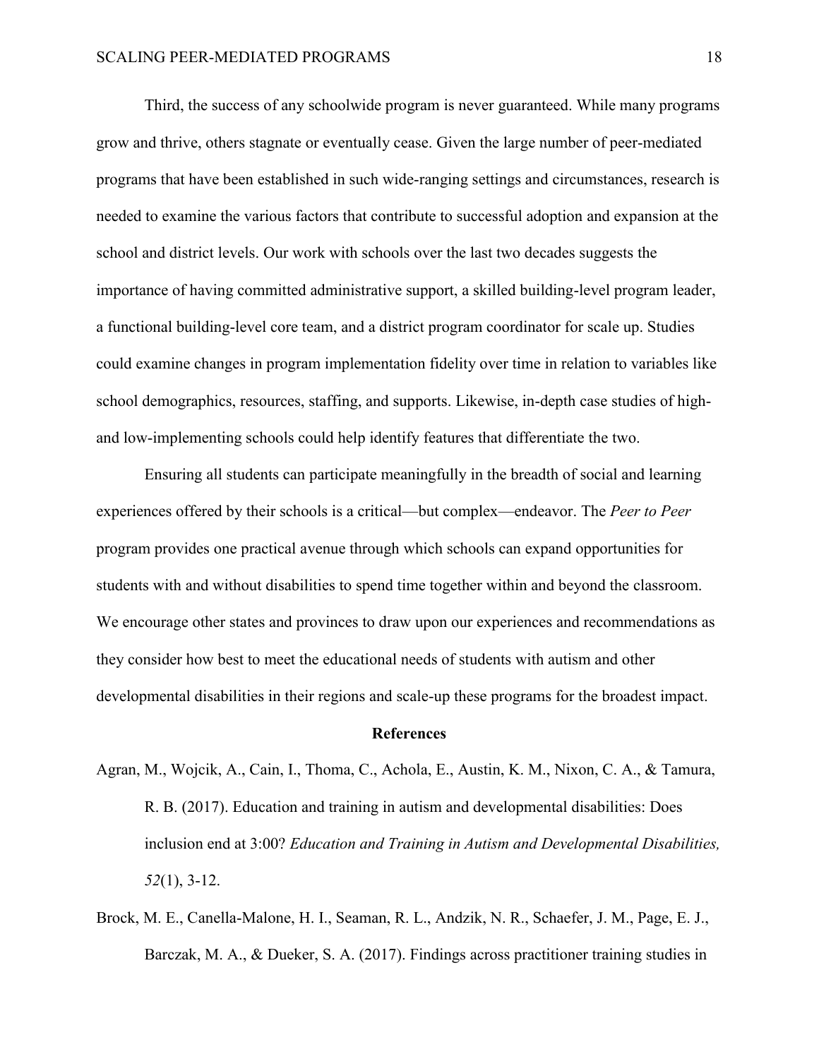Third, the success of any schoolwide program is never guaranteed. While many programs grow and thrive, others stagnate or eventually cease. Given the large number of peer-mediated programs that have been established in such wide-ranging settings and circumstances, research is needed to examine the various factors that contribute to successful adoption and expansion at the school and district levels. Our work with schools over the last two decades suggests the importance of having committed administrative support, a skilled building-level program leader, a functional building-level core team, and a district program coordinator for scale up. Studies could examine changes in program implementation fidelity over time in relation to variables like school demographics, resources, staffing, and supports. Likewise, in-depth case studies of high- and low-implementing schools could help identify features that differentiate the two.

Ensuring all students can participate meaningfully in the breadth of social and learning experiences offered by their schools is a critical—but complex—endeavor. The *Peer to Peer* program provides one practical avenue through which schools can expand opportunities for students with and without disabilities to spend time together within and beyond the classroom. We encourage other states and provinces to draw upon our experiences and recommendations as they consider how best to meet the educational needs of students with autism and other developmental disabilities in their regions and scale-up these programs for the broadest impact.

## References

Agran, M., Wojcik, A., Cain, I., Thoma, C., Achola, E., Austin, K. M., Nixon, C. A., & Tamura, R. B. (2017). Education and training in autism and developmental disabilities: Does inclusion end at 3:00? *Education and Training in Autism and Developmental Disabilities, 52*(1), 3-12.

Brock, M. E., Canella-Malone, H. I., Seaman, R. L., Andzik, N. R., Schaefer, J. M., Page, E. J., Barczak, M. A., & Dueker, S. A. (2017). Findings across practitioner training studies in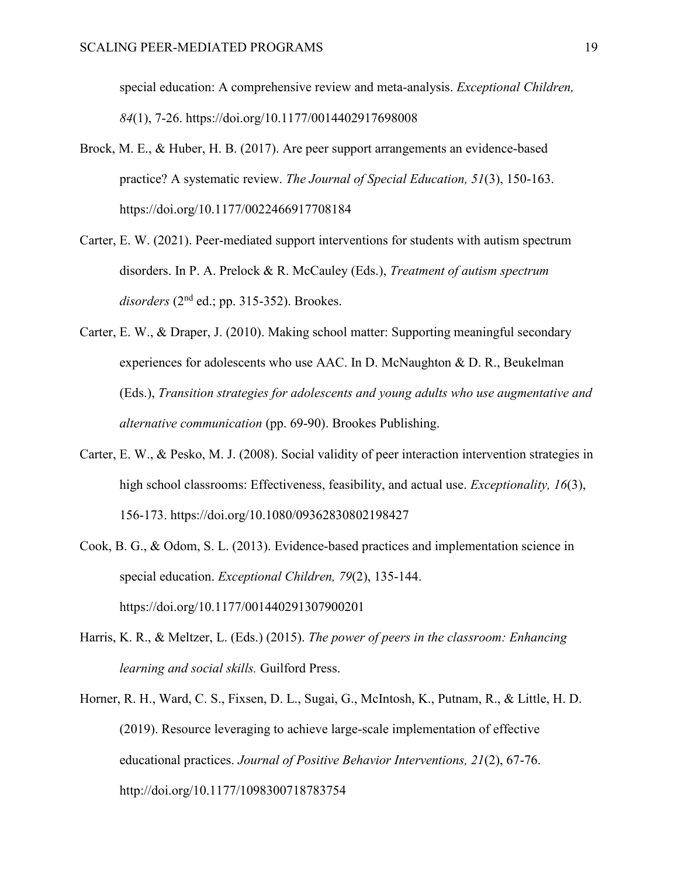special education: A comprehensive review and meta-analysis. *Exceptional Children, 84*(1), 7-26. https://doi.org/10.1177/0014402917698008

Brock, M. E., & Huber, H. B. (2017). Are peer support arrangements an evidence-based practice? A systematic review. *The Journal of Special Education, 51*(3), 150-163. https://doi.org/10.1177/0022466917708184

Carter, E. W. (2021). Peer-mediated support interventions for students with autism spectrum disorders. In P. A. Prelock & R. McCauley (Eds.), *Treatment of autism spectrum disorders* (2nd ed.; pp. 315-352). Brookes.

Carter, E. W., & Draper, J. (2010). Making school matter: Supporting meaningful secondary experiences for adolescents who use AAC. In D. McNaughton & D. R., Beukelman (Eds.), *Transition strategies for adolescents and young adults who use augmentative and alternative communication* (pp. 69-90). Brookes Publishing.

Carter, E. W., & Pesko, M. J. (2008). Social validity of peer interaction intervention strategies in high school classrooms: Effectiveness, feasibility, and actual use. *Exceptionality, 16*(3), 156-173. https://doi.org/10.1080/09362830802198427

Cook, B. G., & Odom, S. L. (2013). Evidence-based practices and implementation science in special education. *Exceptional Children, 79*(2), 135-144. https://doi.org/10.1177/001440291307900201

Harris, K. R., & Meltzer, L. (Eds.) (2015). *The power of peers in the classroom: Enhancing learning and social skills.* Guilford Press.

Horner, R. H., Ward, C. S., Fixsen, D. L., Sugai, G., McIntosh, K., Putnam, R., & Little, H. D. (2019). Resource leveraging to achieve large-scale implementation of effective educational practices. *Journal of Positive Behavior Interventions, 21*(2), 67-76. http://doi.org/10.1177/1098300718783754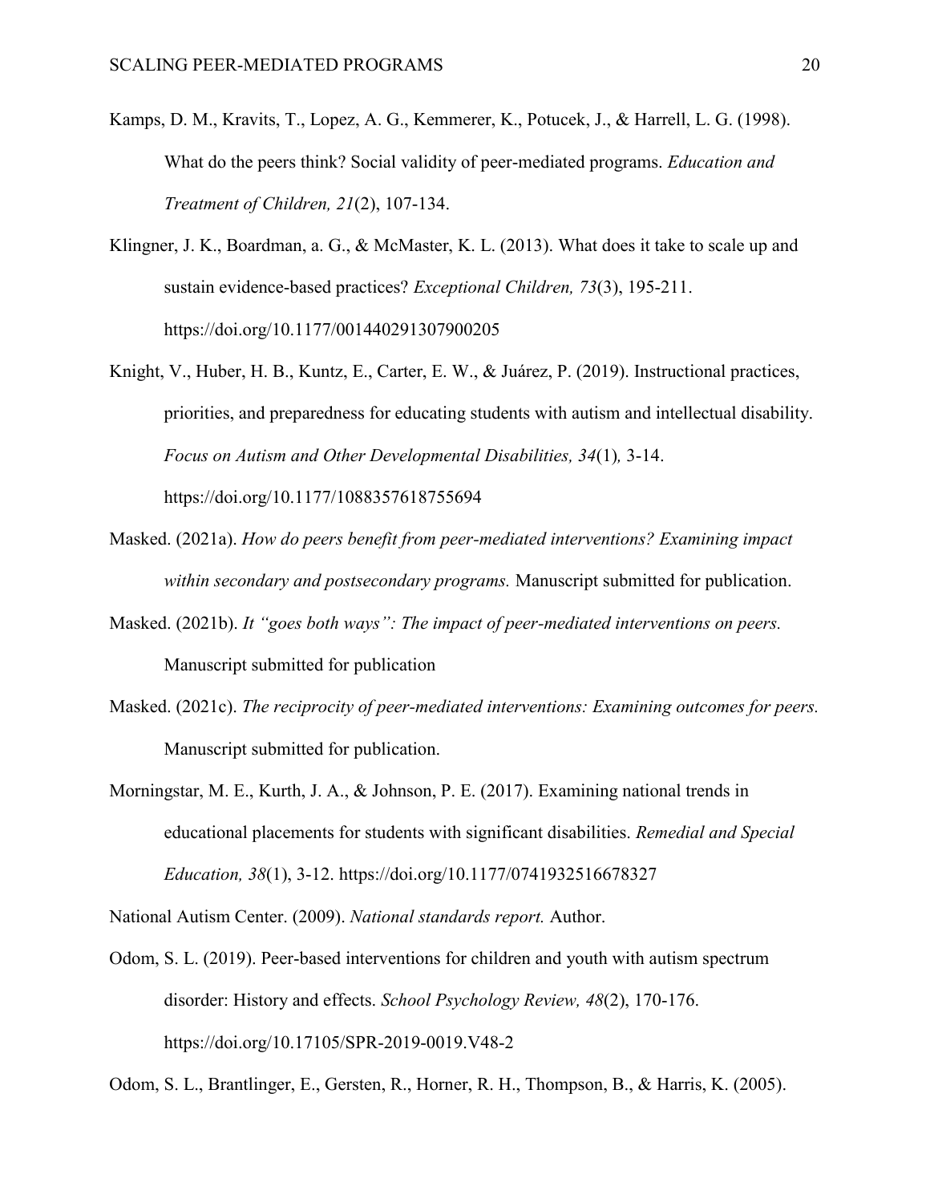Kamps, D. M., Kravits, T., Lopez, A. G., Kemmerer, K., Potucek, J., & Harrell, L. G. (1998). What do the peers think? Social validity of peer-mediated programs. *Education and Treatment of Children, 21*(2), 107-134.

Klingner, J. K., Boardman, a. G., & McMaster, K. L. (2013). What does it take to scale up and sustain evidence-based practices? *Exceptional Children, 73*(3), 195-211. https://doi.org/10.1177/001440291307900205

Knight, V., Huber, H. B., Kuntz, E., Carter, E. W., & Juárez, P. (2019). Instructional practices, priorities, and preparedness for educating students with autism and intellectual disability. *Focus on Autism and Other Developmental Disabilities, 34*(1)*,* 3-14. https://doi.org/10.1177/1088357618755694

Masked. (2021a). *How do peers benefit from peer-mediated interventions? Examining impact within secondary and postsecondary programs.* Manuscript submitted for publication.

Masked. (2021b). *It "goes both ways": The impact of peer-mediated interventions on peers.* Manuscript submitted for publication

Masked. (2021c). *The reciprocity of peer-mediated interventions: Examining outcomes for peers.* Manuscript submitted for publication.

Morningstar, M. E., Kurth, J. A., & Johnson, P. E. (2017). Examining national trends in educational placements for students with significant disabilities. *Remedial and Special Education, 38*(1), 3-12. https://doi.org/10.1177/0741932516678327

National Autism Center. (2009). *National standards report.* Author.

Odom, S. L. (2019). Peer-based interventions for children and youth with autism spectrum disorder: History and effects. *School Psychology Review, 48*(2), 170-176. https://doi.org/10.17105/SPR-2019-0019.V48-2

Odom, S. L., Brantlinger, E., Gersten, R., Horner, R. H., Thompson, B., & Harris, K. (2005).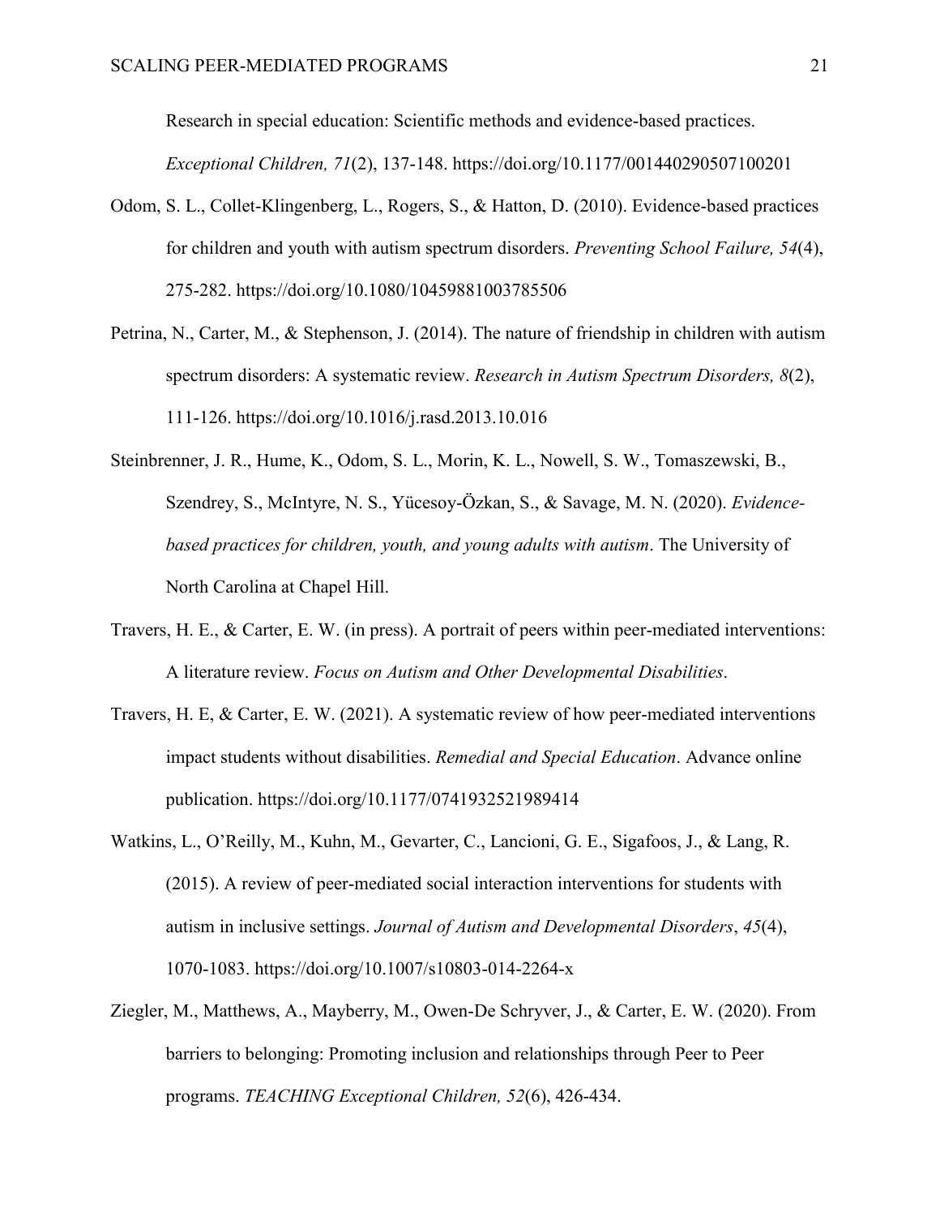Research in special education: Scientific methods and evidence-based practices. *Exceptional Children, 71*(2), 137-148. https://doi.org/10.1177/001440290507100201

Odom, S. L., Collet-Klingenberg, L., Rogers, S., & Hatton, D. (2010). Evidence-based practices for children and youth with autism spectrum disorders. *Preventing School Failure, 54*(4), 275-282. https://doi.org/10.1080/10459881003785506

Petrina, N., Carter, M., & Stephenson, J. (2014). The nature of friendship in children with autism spectrum disorders: A systematic review. *Research in Autism Spectrum Disorders, 8*(2), 111-126. https://doi.org/10.1016/j.rasd.2013.10.016

Steinbrenner, J. R., Hume, K., Odom, S. L., Morin, K. L., Nowell, S. W., Tomaszewski, B., Szendrey, S., McIntyre, N. S., Yücesoy-Özkan, S., & Savage, M. N. (2020). *Evidence-based practices for children, youth, and young adults with autism*. The University of North Carolina at Chapel Hill.

Travers, H. E., & Carter, E. W. (in press). A portrait of peers within peer-mediated interventions: A literature review. *Focus on Autism and Other Developmental Disabilities*.

Travers, H. E, & Carter, E. W. (2021). A systematic review of how peer-mediated interventions impact students without disabilities. *Remedial and Special Education*. Advance online publication. https://doi.org/10.1177/0741932521989414

Watkins, L., O'Reilly, M., Kuhn, M., Gevarter, C., Lancioni, G. E., Sigafoos, J., & Lang, R. (2015). A review of peer-mediated social interaction interventions for students with autism in inclusive settings. *Journal of Autism and Developmental Disorders*, *45*(4), 1070-1083. https://doi.org/10.1007/s10803-014-2264-x

Ziegler, M., Matthews, A., Mayberry, M., Owen-De Schryver, J., & Carter, E. W. (2020). From barriers to belonging: Promoting inclusion and relationships through Peer to Peer programs. *TEACHING Exceptional Children, 52*(6), 426-434.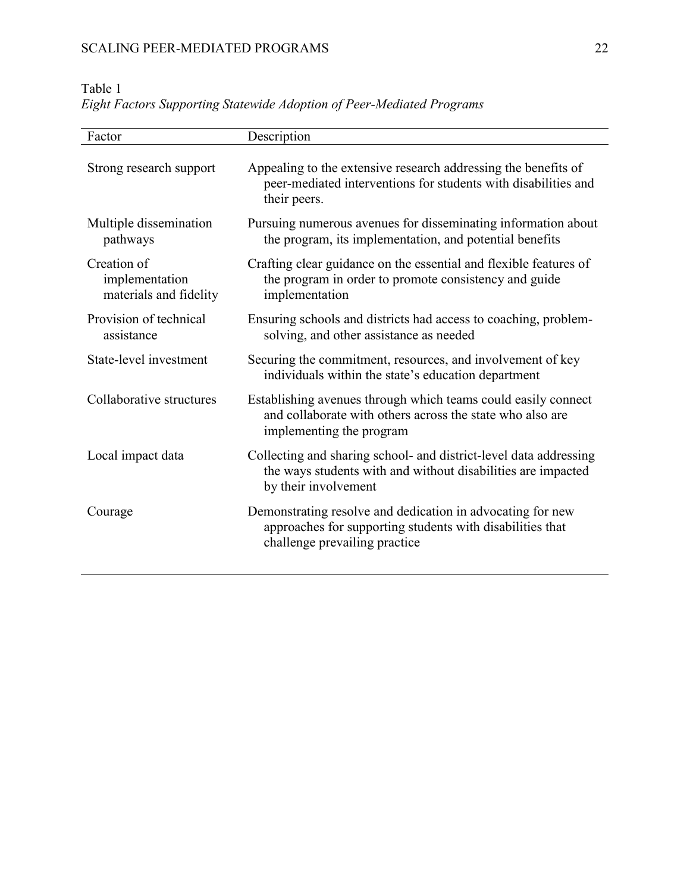Table 1

*Eight Factors Supporting Statewide Adoption of Peer-Mediated Programs*

| Factor | Description |
|---|---|
| Strong research support | Appealing to the extensive research addressing the benefits of peer-mediated interventions for students with disabilities and their peers. |
| Multiple dissemination pathways | Pursuing numerous avenues for disseminating information about the program, its implementation, and potential benefits |
| Creation of implementation materials and fidelity | Crafting clear guidance on the essential and flexible features of the program in order to promote consistency and guide implementation |
| Provision of technical assistance | Ensuring schools and districts had access to coaching, problem-solving, and other assistance as needed |
| State-level investment | Securing the commitment, resources, and involvement of key individuals within the state's education department |
| Collaborative structures | Establishing avenues through which teams could easily connect and collaborate with others across the state who also are implementing the program |
| Local impact data | Collecting and sharing school- and district-level data addressing the ways students with and without disabilities are impacted by their involvement |
| Courage | Demonstrating resolve and dedication in advocating for new approaches for supporting students with disabilities that challenge prevailing practice |